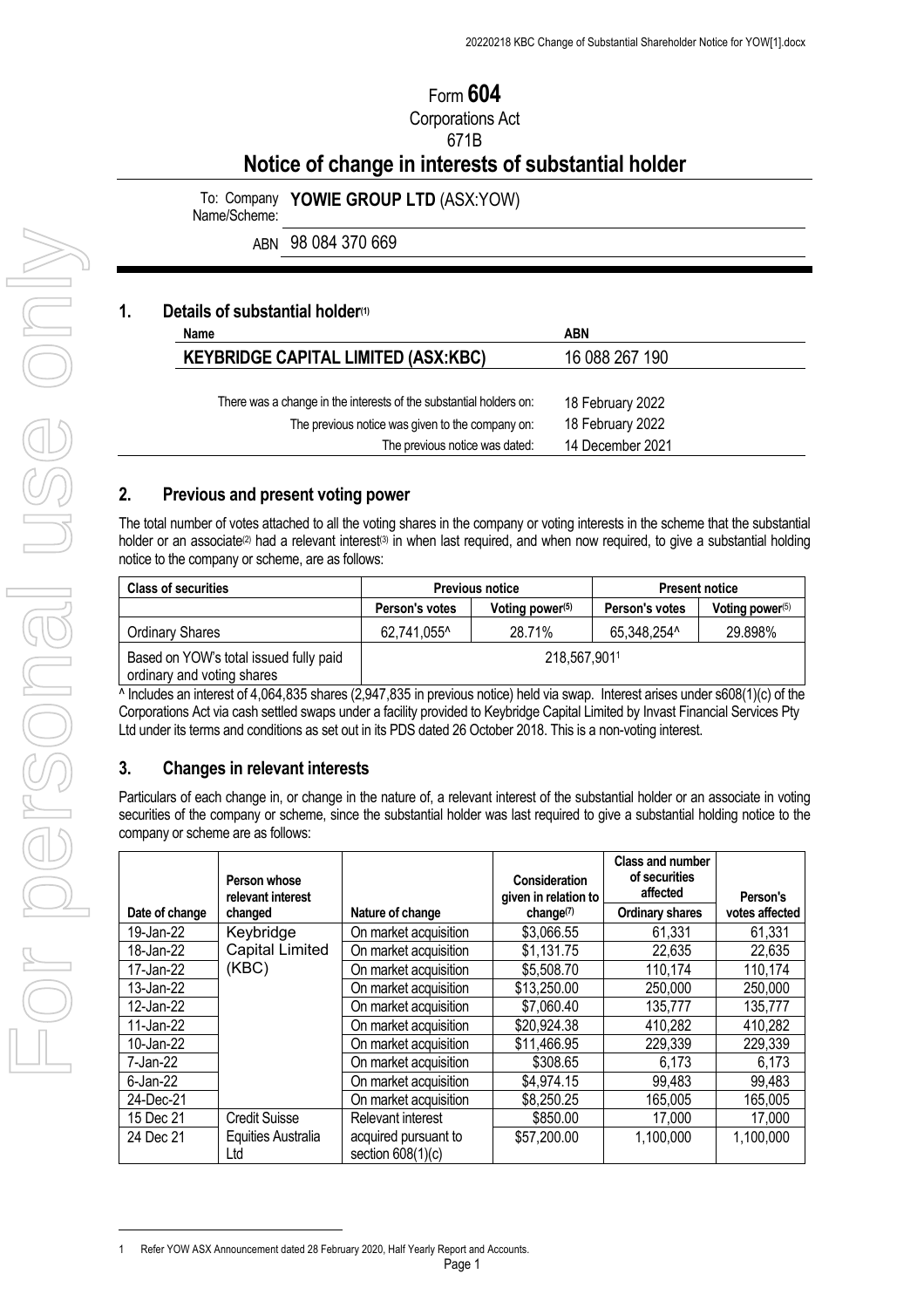# Form **604**

Corporations Act

671B

## Notice of change in interests of substantial holder

To: Company Name/Scheme: **YOWIE GROUP LTD** (ASX:YOW)

ABN 98 084 370 669

### 1. Details of substantial holder[1]

| Name | ABN |
|---|---|
| **KEYBRIDGE CAPITAL LIMITED (ASX:KBC)** | 16 088 267 190 |

There was a change in the interests of the substantial holders on: 18 February 2022

The previous notice was given to the company on: 18 February 2022

The previous notice was dated: 14 December 2021

### 2. Previous and present voting power

The total number of votes attached to all the voting shares in the company or voting interests in the scheme that the substantial holder or an associate[2] had a relevant interest[3] in when last required, and when now required, to give a substantial holding notice to the company or scheme, are as follows:

| Class of securities | Previous notice | | Present notice | |
|---|---|---|---|---|
| | Person's votes | Voting power[5] | Person's votes | Voting power[5] |
| Ordinary Shares | 62,741,055^ | 28.71% | 65,348,254^ | 29.898% |
| Based on YOW's total issued fully paid ordinary and voting shares | 218,567,901[1] | | | |

^ Includes an interest of 4,064,835 shares (2,947,835 in previous notice) held via swap. Interest arises under s608(1)(c) of the Corporations Act via cash settled swaps under a facility provided to Keybridge Capital Limited by Invast Financial Services Pty Ltd under its terms and conditions as set out in its PDS dated 26 October 2018. This is a non-voting interest.

### 3. Changes in relevant interests

Particulars of each change in, or change in the nature of, a relevant interest of the substantial holder or an associate in voting securities of the company or scheme, since the substantial holder was last required to give a substantial holding notice to the company or scheme are as follows:

| Date of change | Person whose relevant interest changed | Nature of change | Consideration given in relation to change[7] | Class and number of securities affected: Ordinary shares | Person's votes affected |
|---|---|---|---|---|---|
| 19-Jan-22 | Keybridge Capital Limited (KBC) | On market acquisition | $3,066.55 | 61,331 | 61,331 |
| 18-Jan-22 | | On market acquisition | $1,131.75 | 22,635 | 22,635 |
| 17-Jan-22 | | On market acquisition | $5,508.70 | 110,174 | 110,174 |
| 13-Jan-22 | | On market acquisition | $13,250.00 | 250,000 | 250,000 |
| 12-Jan-22 | | On market acquisition | $7,060.40 | 135,777 | 135,777 |
| 11-Jan-22 | | On market acquisition | $20,924.38 | 410,282 | 410,282 |
| 10-Jan-22 | | On market acquisition | $11,466.95 | 229,339 | 229,339 |
| 7-Jan-22 | | On market acquisition | $308.65 | 6,173 | 6,173 |
| 6-Jan-22 | | On market acquisition | $4,974.15 | 99,483 | 99,483 |
| 24-Dec-21 | | On market acquisition | $8,250.25 | 165,005 | 165,005 |
| 15 Dec 21 | Credit Suisse Equities Australia Ltd | Relevant interest acquired pursuant to section 608(1)(c) | $850.00 | 17,000 | 17,000 |
| 24 Dec 21 | | | $57,200.00 | 1,100,000 | 1,100,000 |

1 Refer YOW ASX Announcement dated 28 February 2020, Half Yearly Report and Accounts.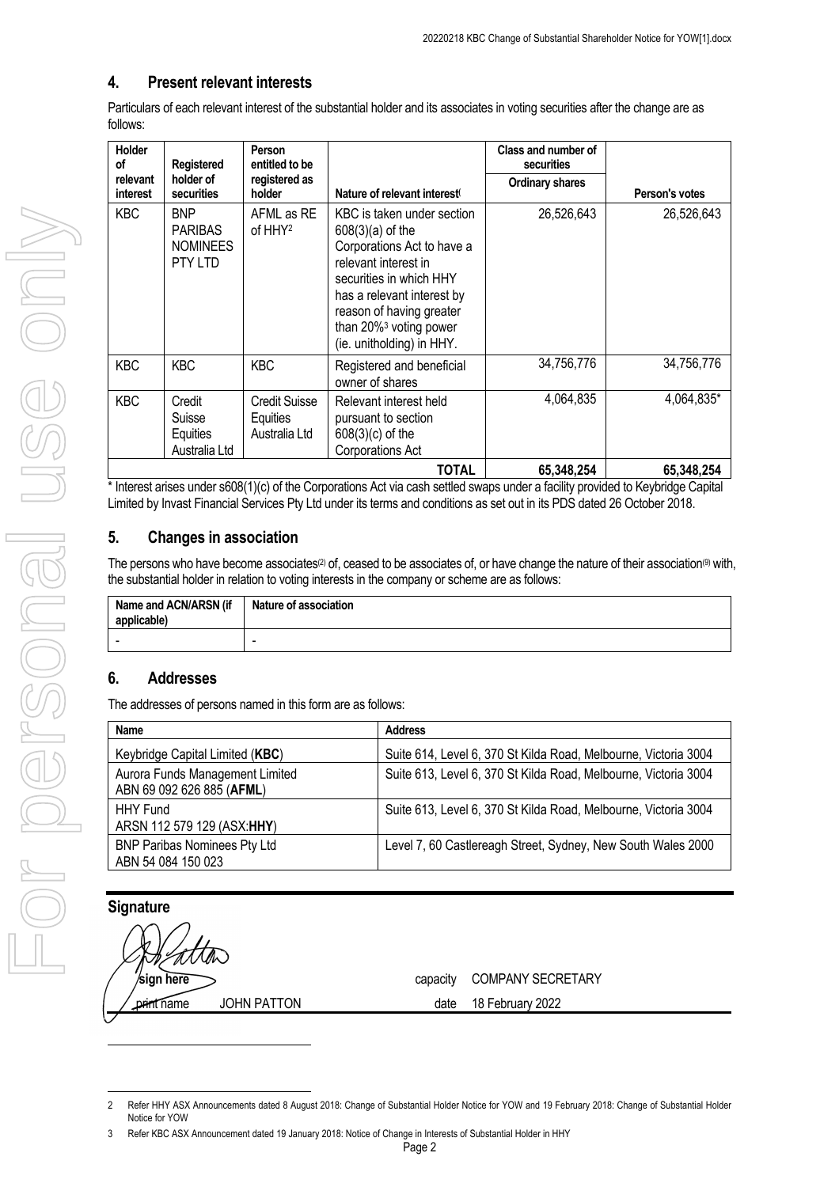## 4. Present relevant interests

Particulars of each relevant interest of the substantial holder and its associates in voting securities after the change are as follows:

| Holder of relevant interest | Registered holder of securities | Person entitled to be registered as holder | Nature of relevant interest( | Class and number of securities<br>Ordinary shares | Person's votes |
|---|---|---|---|---|---|
| KBC | BNP PARIBAS NOMINEES PTY LTD | AFML as RE of HHY[2] | KBC is taken under section 608(3)(a) of the Corporations Act to have a relevant interest in securities in which HHY has a relevant interest by reason of having greater than 20%[3] voting power (ie. unitholding) in HHY. | 26,526,643 | 26,526,643 |
| KBC | KBC | KBC | Registered and beneficial owner of shares | 34,756,776 | 34,756,776 |
| KBC | Credit Suisse Equities Australia Ltd | Credit Suisse Equities Australia Ltd | Relevant interest held pursuant to section 608(3)(c) of the Corporations Act | 4,064,835 | 4,064,835* |
| | | | **TOTAL** | **65,348,254** | **65,348,254** |

* Interest arises under s608(1)(c) of the Corporations Act via cash settled swaps under a facility provided to Keybridge Capital Limited by Invast Financial Services Pty Ltd under its terms and conditions as set out in its PDS dated 26 October 2018.

## 5. Changes in association

The persons who have become associates(2) of, ceased to be associates of, or have change the nature of their association(9) with, the substantial holder in relation to voting interests in the company or scheme are as follows:

| Name and ACN/ARSN (if applicable) | Nature of association |
|---|---|
| - | - |

## 6. Addresses

The addresses of persons named in this form are as follows:

| Name | Address |
|---|---|
| Keybridge Capital Limited (**KBC**) | Suite 614, Level 6, 370 St Kilda Road, Melbourne, Victoria 3004 |
| Aurora Funds Management Limited ABN 69 092 626 885 (**AFML**) | Suite 613, Level 6, 370 St Kilda Road, Melbourne, Victoria 3004 |
| HHY Fund ARSN 112 579 129 (ASX:**HHY**) | Suite 613, Level 6, 370 St Kilda Road, Melbourne, Victoria 3004 |
| BNP Paribas Nominees Pty Ltd ABN 54 084 150 023 | Level 7, 60 Castlereagh Street, Sydney, New South Wales 2000 |

## Signature

sign here — capacity: COMPANY SECRETARY

print name: JOHN PATTON — date: 18 February 2022

---

2 Refer HHY ASX Announcements dated 8 August 2018: Change of Substantial Holder Notice for YOW and 19 February 2018: Change of Substantial Holder Notice for YOW

3 Refer KBC ASX Announcement dated 19 January 2018: Notice of Change in Interests of Substantial Holder in HHY